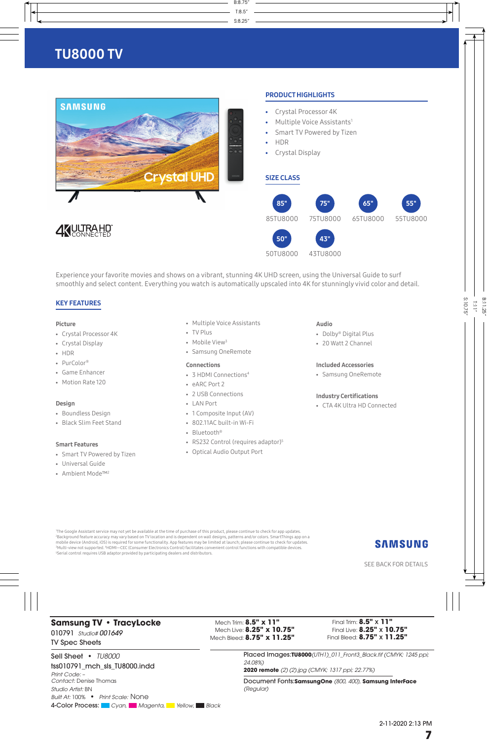# TU8000 TV

## PRODUCT HIGHLIGHTS

- Crystal Processor 4K
- Multiple Voice Assistants[1]
- Smart TV Powered by Tizen
- HDR
- Crystal Display

## SIZE CLASS

- 85" 85TU8000
- 75" 75TU8000
- 65" 65TU8000
- 55" 55TU8000
- 50" 50TU8000
- 43" 43TU8000

Experience your favorite movies and shows on a vibrant, stunning 4K UHD screen, using the Universal Guide to surf smoothly and select content. Everything you watch is automatically upscaled into 4K for stunningly vivid color and detail.

## KEY FEATURES

### Picture

- Crystal Processor 4K
- Crystal Display
- HDR
- PurColor®
- Game Enhancer
- Motion Rate 120

### Design

- Boundless Design
- Black Slim Feet Stand

### Smart Features

- Smart TV Powered by Tizen
- Universal Guide
- Ambient Mode™[2]
- Multiple Voice Assistants
- TV Plus
- Mobile View[3]
- Samsung OneRemote

### Connections

- 3 HDMI Connections[4]
- eARC Port 2
- 2 USB Connections
- LAN Port
- 1 Composite Input (AV)
- 802.11AC built-in Wi-Fi
- Bluetooth®
- RS232 Control (requires adaptor)[5]
- Optical Audio Output Port

### Audio

- Dolby® Digital Plus
- 20 Watt 2 Channel

### Included Accessories

- Samsung OneRemote

### Industry Certifications

- CTA 4K Ultra HD Connected

[1]The Google Assistant service may not yet be available at the time of purchase of this product, please continue to check for app updates.
[2]Background feature accuracy may vary based on TV location and is dependent on wall designs, patterns and/or colors. SmartThings app on a mobile device (Android, iOS) is required for some functionality. App features may be limited at launch; please continue to check for updates.
[3]Multi-view not supported. [4]HDMI—CEC (Consumer Electronics Control) facilitates convenient control functions with compatible devices.
[5]Serial control requires USB adaptor provided by participating dealers and distributors.

SAMSUNG

SEE BACK FOR DETAILS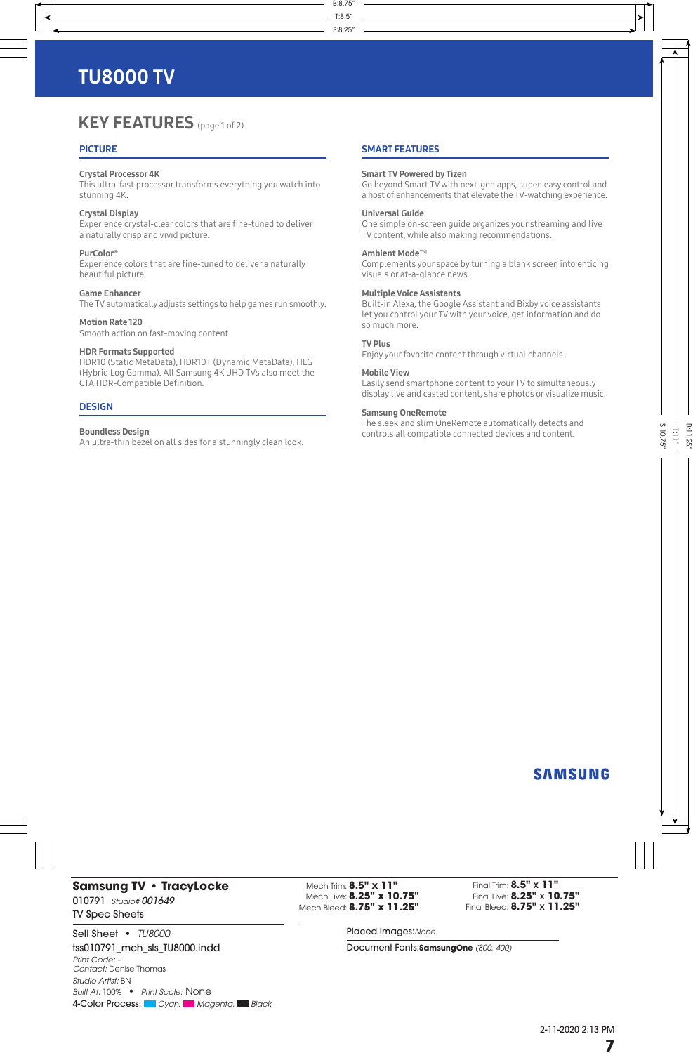# TU8000 TV

## KEY FEATURES (page 1 of 2)

### PICTURE

**Crystal Processor 4K**
This ultra-fast processor transforms everything you watch into stunning 4K.

**Crystal Display**
Experience crystal-clear colors that are fine-tuned to deliver a naturally crisp and vivid picture.

**PurColor®**
Experience colors that are fine-tuned to deliver a naturally beautiful picture.

**Game Enhancer**
The TV automatically adjusts settings to help games run smoothly.

**Motion Rate 120**
Smooth action on fast-moving content.

**HDR Formats Supported**
HDR10 (Static MetaData), HDR10+ (Dynamic MetaData), HLG (Hybrid Log Gamma). All Samsung 4K UHD TVs also meet the CTA HDR-Compatible Definition.

### DESIGN

**Boundless Design**
An ultra-thin bezel on all sides for a stunningly clean look.

### SMART FEATURES

**Smart TV Powered by Tizen**
Go beyond Smart TV with next-gen apps, super-easy control and a host of enhancements that elevate the TV-watching experience.

**Universal Guide**
One simple on-screen guide organizes your streaming and live TV content, while also making recommendations.

**Ambient Mode™**
Complements your space by turning a blank screen into enticing visuals or at-a-glance news.

**Multiple Voice Assistants**
Built-in Alexa, the Google Assistant and Bixby voice assistants let you control your TV with your voice, get information and do so much more.

**TV Plus**
Enjoy your favorite content through virtual channels.

**Mobile View**
Easily send smartphone content to your TV to simultaneously display live and casted content, share photos or visualize music.

**Samsung OneRemote**
The sleek and slim OneRemote automatically detects and controls all compatible connected devices and content.

SAMSUNG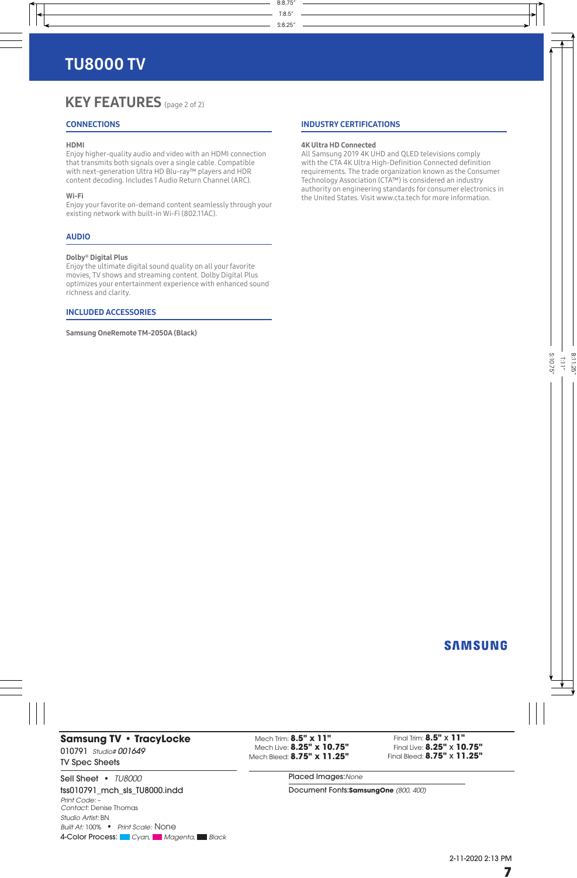# TU8000 TV

## KEY FEATURES (page 2 of 2)

### CONNECTIONS

**HDMI**
Enjoy higher-quality audio and video with an HDMI connection that transmits both signals over a single cable. Compatible with next-generation Ultra HD Blu-ray™ players and HDR content decoding. Includes 1 Audio Return Channel (ARC).

**Wi-Fi**
Enjoy your favorite on-demand content seamlessly through your existing network with built-in Wi-Fi (802.11AC).

### AUDIO

**Dolby® Digital Plus**
Enjoy the ultimate digital sound quality on all your favorite movies, TV shows and streaming content. Dolby Digital Plus optimizes your entertainment experience with enhanced sound richness and clarity.

### INCLUDED ACCESSORIES

**Samsung OneRemote TM-2050A (Black)**

### INDUSTRY CERTIFICATIONS

**4K Ultra HD Connected**
All Samsung 2019 4K UHD and QLED televisions comply with the CTA 4K Ultra High-Definition Connected definition requirements. The trade organization known as the Consumer Technology Association (CTA™) is considered an industry authority on engineering standards for consumer electronics in the United States. Visit www.cta.tech for more information.

SAMSUNG

**Samsung TV • TracyLocke**
010791 *Studio# 001649*
TV Spec Sheets

Sell Sheet • *TU8000*
tss010791_mch_sls_TU8000.indd
*Print Code:* –
*Contact:* Denise Thomas
*Studio Artist:* BN
*Built At:* 100% • *Print Scale:* None
4-Color Process: *Cyan, Magenta, Black*

Mech Trim: **8.5" x 11"**
Mech Live: **8.25" x 10.75"**
Mech Bleed: **8.75" x 11.25"**

Final Trim: **8.5" x 11"**
Final Live: **8.25" x 10.75"**
Final Bleed: **8.75" x 11.25"**

Placed Images: *None*

Document Fonts: **SamsungOne** *(800, 400)*

2-11-2020 2:13 PM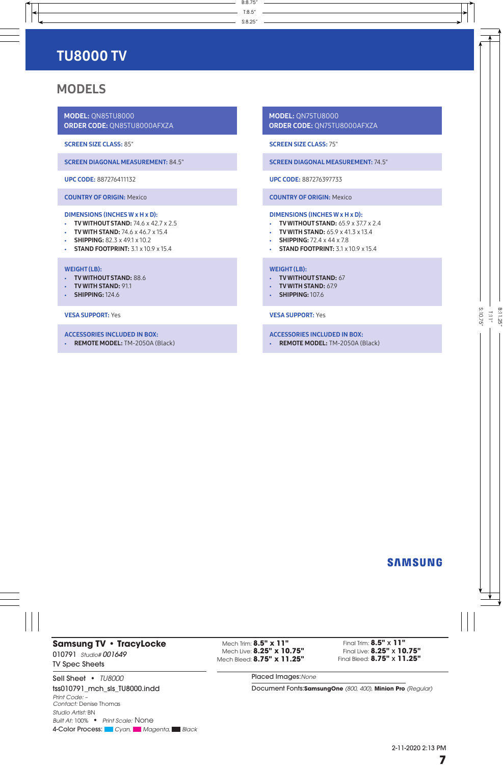# TU8000 TV

## MODELS

**MODEL:** QN85TU8000
**ORDER CODE:** QN85TU8000AFXZA

**SCREEN SIZE CLASS:** 85"

**SCREEN DIAGONAL MEASUREMENT:** 84.5"

**UPC CODE:** 887276411132

**COUNTRY OF ORIGIN:** Mexico

**DIMENSIONS (INCHES W x H x D):**

- **TV WITHOUT STAND:** 74.6 x 42.7 x 2.5
- **TV WITH STAND:** 74.6 x 46.7 x 15.4
- **SHIPPING:** 82.3 x 49.1 x 10.2
- **STAND FOOTPRINT:** 3.1 x 10.9 x 15.4

**WEIGHT (LB):**

- **TV WITHOUT STAND:** 88.6
- **TV WITH STAND:** 91.1
- **SHIPPING:** 124.6

**VESA SUPPORT:** Yes

**ACCESSORIES INCLUDED IN BOX:**

- **REMOTE MODEL:** TM-2050A (Black)

**MODEL:** QN75TU8000
**ORDER CODE:** QN75TU8000AFXZA

**SCREEN SIZE CLASS:** 75"

**SCREEN DIAGONAL MEASUREMENT:** 74.5"

**UPC CODE:** 887276397733

**COUNTRY OF ORIGIN:** Mexico

**DIMENSIONS (INCHES W x H x D):**

- **TV WITHOUT STAND:** 65.9 x 37.7 x 2.4
- **TV WITH STAND:** 65.9 x 41.3 x 13.4
- **SHIPPING:** 72.4 x 44 x 7.8
- **STAND FOOTPRINT:** 3.1 x 10.9 x 15.4

**WEIGHT (LB):**

- **TV WITHOUT STAND:** 67
- **TV WITH STAND:** 67.9
- **SHIPPING:** 107.6

**VESA SUPPORT:** Yes

**ACCESSORIES INCLUDED IN BOX:**

- **REMOTE MODEL:** TM-2050A (Black)

SAMSUNG

**Samsung TV • TracyLocke**
010791 *Studio# 001649*
TV Spec Sheets

Sell Sheet • *TU8000*
tss010791_mch_sls_TU8000.indd
*Print Code:* –
*Contact:* Denise Thomas
*Studio Artist:* BN
*Built At:* 100% • *Print Scale:* None
4-Color Process: *Cyan, Magenta, Black*

Mech Trim: **8.5" x 11"**
Mech Live: **8.25" x 10.75"**
Mech Bleed: **8.75" x 11.25"**

Final Trim: **8.5" x 11"**
Final Live: **8.25" x 10.75"**
Final Bleed: **8.75" x 11.25"**

Placed Images: *None*

Document Fonts: **SamsungOne** *(800, 400),* **Minion Pro** *(Regular)*

2-11-2020 2:13 PM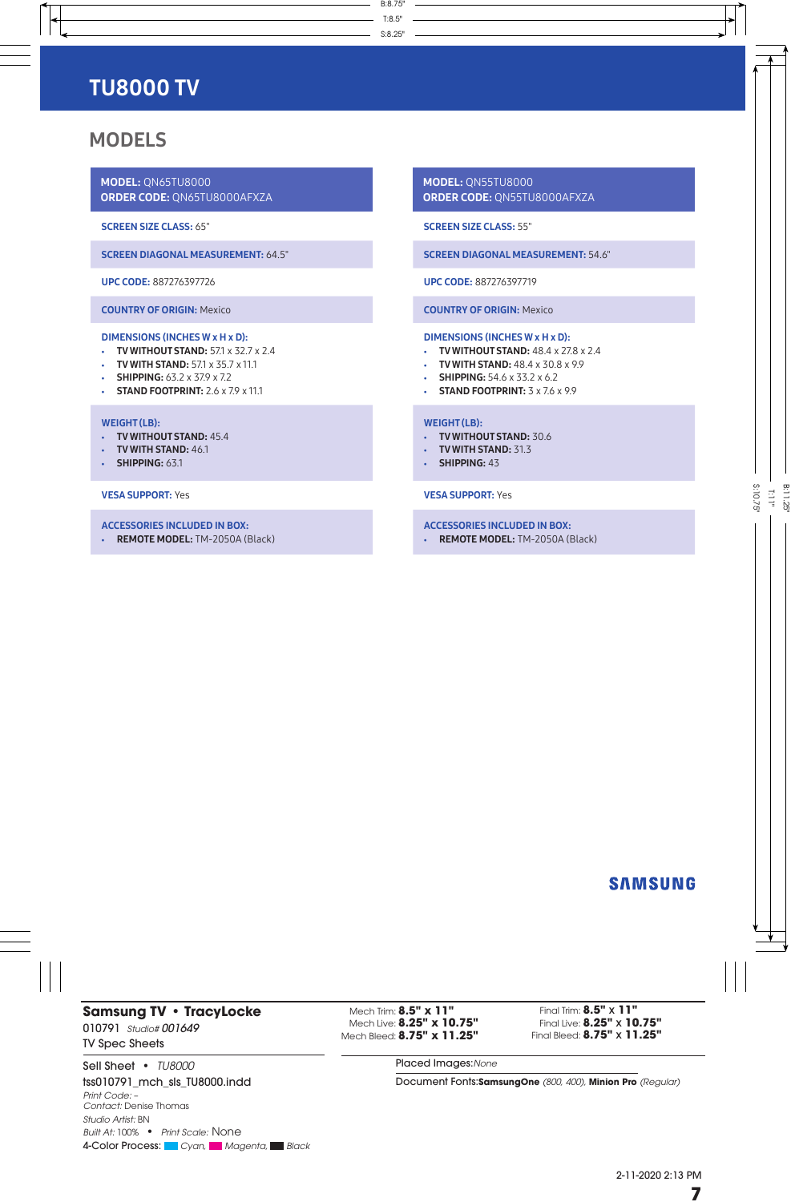# TU8000 TV

## MODELS

**MODEL:** QN65TU8000
**ORDER CODE:** QN65TU8000AFXZA

**SCREEN SIZE CLASS:** 65"

**SCREEN DIAGONAL MEASUREMENT:** 64.5"

**UPC CODE:** 887276397726

**COUNTRY OF ORIGIN:** Mexico

**DIMENSIONS (INCHES W x H x D):**

- **TV WITHOUT STAND:** 57.1 x 32.7 x 2.4
- **TV WITH STAND:** 57.1 x 35.7 x 11.1
- **SHIPPING:** 63.2 x 37.9 x 7.2
- **STAND FOOTPRINT:** 2.6 x 7.9 x 11.1

**WEIGHT (LB):**

- **TV WITHOUT STAND:** 45.4
- **TV WITH STAND:** 46.1
- **SHIPPING:** 63.1

**VESA SUPPORT:** Yes

**ACCESSORIES INCLUDED IN BOX:**

- **REMOTE MODEL:** TM-2050A (Black)

**MODEL:** QN55TU8000
**ORDER CODE:** QN55TU8000AFXZA

**SCREEN SIZE CLASS:** 55"

**SCREEN DIAGONAL MEASUREMENT:** 54.6"

**UPC CODE:** 887276397719

**COUNTRY OF ORIGIN:** Mexico

**DIMENSIONS (INCHES W x H x D):**

- **TV WITHOUT STAND:** 48.4 x 27.8 x 2.4
- **TV WITH STAND:** 48.4 x 30.8 x 9.9
- **SHIPPING:** 54.6 x 33.2 x 6.2
- **STAND FOOTPRINT:** 3 x 7.6 x 9.9

**WEIGHT (LB):**

- **TV WITHOUT STAND:** 30.6
- **TV WITH STAND:** 31.3
- **SHIPPING:** 43

**VESA SUPPORT:** Yes

**ACCESSORIES INCLUDED IN BOX:**

- **REMOTE MODEL:** TM-2050A (Black)

SAMSUNG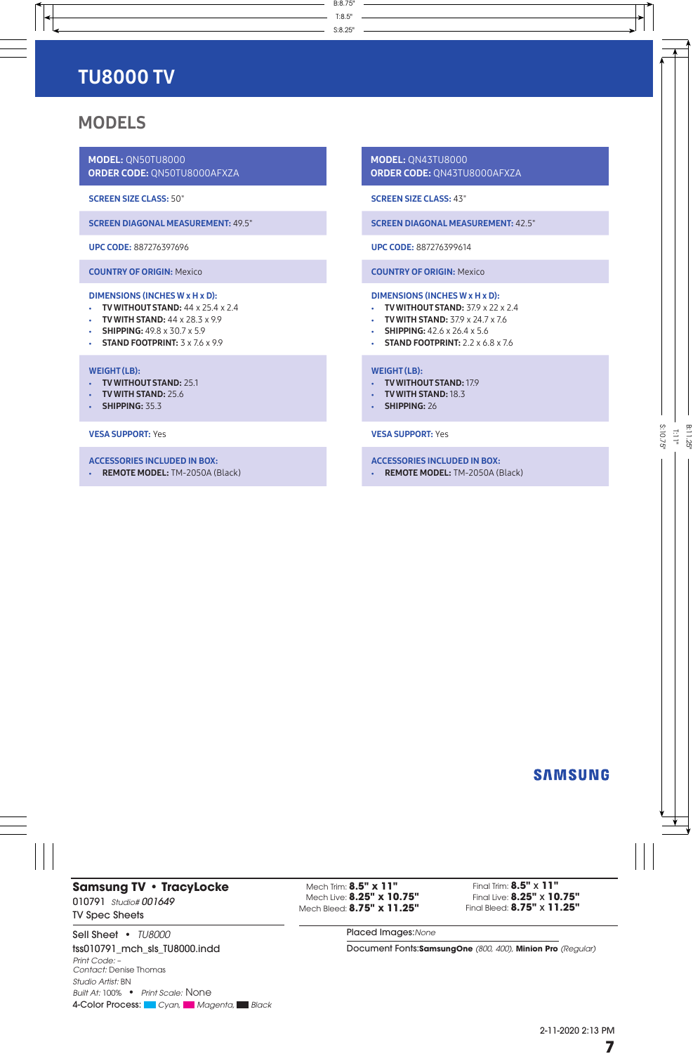# TU8000 TV

## MODELS

**MODEL:** QN50TU8000
**ORDER CODE:** QN50TU8000AFXZA

**SCREEN SIZE CLASS:** 50"

**SCREEN DIAGONAL MEASUREMENT:** 49.5"

**UPC CODE:** 887276397696

**COUNTRY OF ORIGIN:** Mexico

**DIMENSIONS (INCHES W x H x D):**

- **TV WITHOUT STAND:** 44 x 25.4 x 2.4
- **TV WITH STAND:** 44 x 28.3 x 9.9
- **SHIPPING:** 49.8 x 30.7 x 5.9
- **STAND FOOTPRINT:** 3 x 7.6 x 9.9

**WEIGHT (LB):**

- **TV WITHOUT STAND:** 25.1
- **TV WITH STAND:** 25.6
- **SHIPPING:** 35.3

**VESA SUPPORT:** Yes

**ACCESSORIES INCLUDED IN BOX:**

- **REMOTE MODEL:** TM-2050A (Black)

**MODEL:** QN43TU8000
**ORDER CODE:** QN43TU8000AFXZA

**SCREEN SIZE CLASS:** 43"

**SCREEN DIAGONAL MEASUREMENT:** 42.5"

**UPC CODE:** 887276399614

**COUNTRY OF ORIGIN:** Mexico

**DIMENSIONS (INCHES W x H x D):**

- **TV WITHOUT STAND:** 37.9 x 22 x 2.4
- **TV WITH STAND:** 37.9 x 24.7 x 7.6
- **SHIPPING:** 42.6 x 26.4 x 5.6
- **STAND FOOTPRINT:** 2.2 x 6.8 x 7.6

**WEIGHT (LB):**

- **TV WITHOUT STAND:** 17.9
- **TV WITH STAND:** 18.3
- **SHIPPING:** 26

**VESA SUPPORT:** Yes

**ACCESSORIES INCLUDED IN BOX:**

- **REMOTE MODEL:** TM-2050A (Black)

SAMSUNG